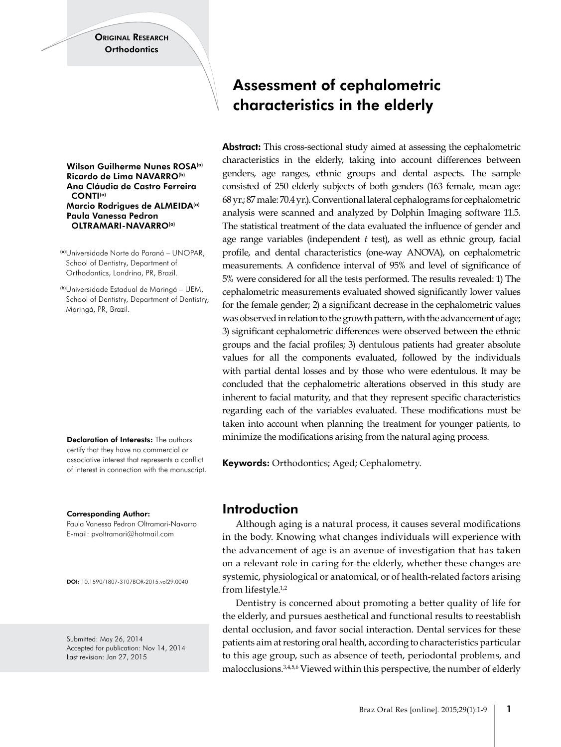Original Research
Orthodontics

# Assessment of cephalometric characteristics in the elderly

**Wilson Guilherme Nunes ROSA**[a]
**Ricardo de Lima NAVARRO**[b]
**Ana Cláudia de Castro Ferreira CONTI**[a]
**Marcio Rodrigues de ALMEIDA**[a]
**Paula Vanessa Pedron OLTRAMARI-NAVARRO**[a]

[a] Universidade Norte do Paraná – UNOPAR, School of Dentistry, Department of Orthodontics, Londrina, PR, Brazil.

[b] Universidade Estadual de Maringá – UEM, School of Dentistry, Department of Dentistry, Maringá, PR, Brazil.

**Declaration of Interests:** The authors certify that they have no commercial or associative interest that represents a conflict of interest in connection with the manuscript.

**Corresponding Author:**
Paula Vanessa Pedron Oltramari-Navarro
E-mail: pvoltramari@hotmail.com

**DOI:** 10.1590/1807-3107BOR-2015.vol29.0040

Submitted: May 26, 2014
Accepted for publication: Nov 14, 2014
Last revision: Jan 27, 2015

**Abstract:** This cross-sectional study aimed at assessing the cephalometric characteristics in the elderly, taking into account differences between genders, age ranges, ethnic groups and dental aspects. The sample consisted of 250 elderly subjects of both genders (163 female, mean age: 68 yr.; 87 male: 70.4 yr.). Conventional lateral cephalograms for cephalometric analysis were scanned and analyzed by Dolphin Imaging software 11.5. The statistical treatment of the data evaluated the influence of gender and age range variables (independent *t* test), as well as ethnic group, facial profile, and dental characteristics (one-way ANOVA), on cephalometric measurements. A confidence interval of 95% and level of significance of 5% were considered for all the tests performed. The results revealed: 1) The cephalometric measurements evaluated showed significantly lower values for the female gender; 2) a significant decrease in the cephalometric values was observed in relation to the growth pattern, with the advancement of age; 3) significant cephalometric differences were observed between the ethnic groups and the facial profiles; 3) dentulous patients had greater absolute values for all the components evaluated, followed by the individuals with partial dental losses and by those who were edentulous. It may be concluded that the cephalometric alterations observed in this study are inherent to facial maturity, and that they represent specific characteristics regarding each of the variables evaluated. These modifications must be taken into account when planning the treatment for younger patients, to minimize the modifications arising from the natural aging process.

**Keywords:** Orthodontics; Aged; Cephalometry.

## Introduction

Although aging is a natural process, it causes several modifications in the body. Knowing what changes individuals will experience with the advancement of age is an avenue of investigation that has taken on a relevant role in caring for the elderly, whether these changes are systemic, physiological or anatomical, or of health-related factors arising from lifestyle.[1,2]

Dentistry is concerned about promoting a better quality of life for the elderly, and pursues aesthetical and functional results to reestablish dental occlusion, and favor social interaction. Dental services for these patients aim at restoring oral health, according to characteristics particular to this age group, such as absence of teeth, periodontal problems, and malocclusions.[3,4,5,6] Viewed within this perspective, the number of elderly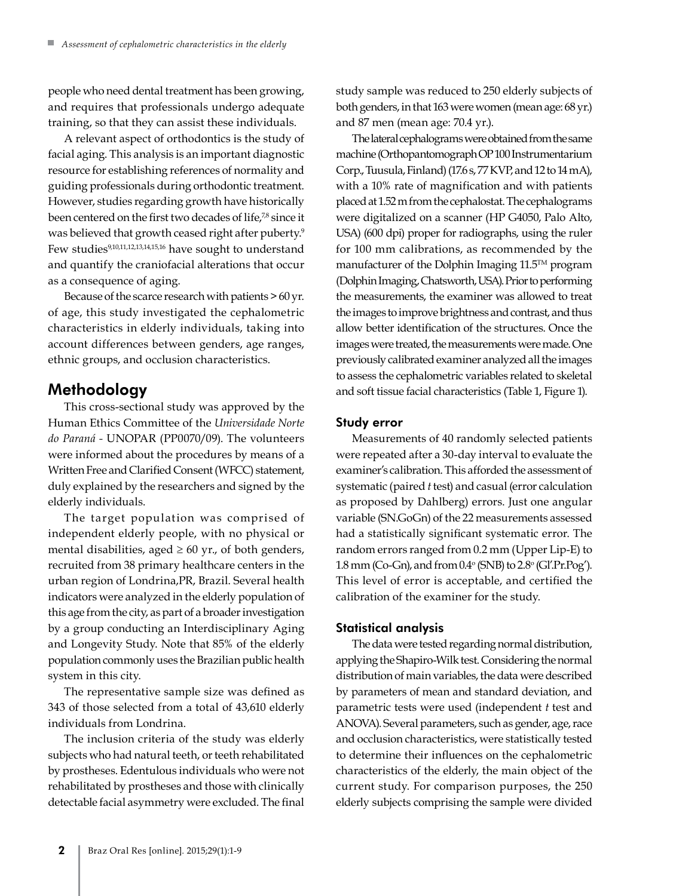people who need dental treatment has been growing, and requires that professionals undergo adequate training, so that they can assist these individuals.

A relevant aspect of orthodontics is the study of facial aging. This analysis is an important diagnostic resource for establishing references of normality and guiding professionals during orthodontic treatment. However, studies regarding growth have historically been centered on the first two decades of life,[7,8] since it was believed that growth ceased right after puberty.[9] Few studies[9,10,11,12,13,14,15,16] have sought to understand and quantify the craniofacial alterations that occur as a consequence of aging.

Because of the scarce research with patients > 60 yr. of age, this study investigated the cephalometric characteristics in elderly individuals, taking into account differences between genders, age ranges, ethnic groups, and occlusion characteristics.

## Methodology

This cross-sectional study was approved by the Human Ethics Committee of the *Universidade Norte do Paraná* - UNOPAR (PP0070/09). The volunteers were informed about the procedures by means of a Written Free and Clarified Consent (WFCC) statement, duly explained by the researchers and signed by the elderly individuals.

The target population was comprised of independent elderly people, with no physical or mental disabilities, aged ≥ 60 yr., of both genders, recruited from 38 primary healthcare centers in the urban region of Londrina,PR, Brazil. Several health indicators were analyzed in the elderly population of this age from the city, as part of a broader investigation by a group conducting an Interdisciplinary Aging and Longevity Study. Note that 85% of the elderly population commonly uses the Brazilian public health system in this city.

The representative sample size was defined as 343 of those selected from a total of 43,610 elderly individuals from Londrina.

The inclusion criteria of the study was elderly subjects who had natural teeth, or teeth rehabilitated by prostheses. Edentulous individuals who were not rehabilitated by prostheses and those with clinically detectable facial asymmetry were excluded. The final study sample was reduced to 250 elderly subjects of both genders, in that 163 were women (mean age: 68 yr.) and 87 men (mean age: 70.4 yr.).

The lateral cephalograms were obtained from the same machine (Orthopantomograph OP 100 Instrumentarium Corp., Tuusula, Finland) (17.6 s, 77 KVP, and 12 to 14 mA), with a 10% rate of magnification and with patients placed at 1.52 m from the cephalostat. The cephalograms were digitalized on a scanner (HP G4050, Palo Alto, USA) (600 dpi) proper for radiographs, using the ruler for 100 mm calibrations, as recommended by the manufacturer of the Dolphin Imaging 11.5™ program (Dolphin Imaging, Chatsworth, USA). Prior to performing the measurements, the examiner was allowed to treat the images to improve brightness and contrast, and thus allow better identification of the structures. Once the images were treated, the measurements were made. One previously calibrated examiner analyzed all the images to assess the cephalometric variables related to skeletal and soft tissue facial characteristics (Table 1, Figure 1).

### Study error

Measurements of 40 randomly selected patients were repeated after a 30-day interval to evaluate the examiner's calibration. This afforded the assessment of systematic (paired *t* test) and casual (error calculation as proposed by Dahlberg) errors. Just one angular variable (SN.GoGn) of the 22 measurements assessed had a statistically significant systematic error. The random errors ranged from 0.2 mm (Upper Lip-E) to 1.8 mm (Co-Gn), and from 0.4º (SNB) to 2.8º (Gl'.Pr.Pog'). This level of error is acceptable, and certified the calibration of the examiner for the study.

### Statistical analysis

The data were tested regarding normal distribution, applying the Shapiro-Wilk test. Considering the normal distribution of main variables, the data were described by parameters of mean and standard deviation, and parametric tests were used (independent *t* test and ANOVA). Several parameters, such as gender, age, race and occlusion characteristics, were statistically tested to determine their influences on the cephalometric characteristics of the elderly, the main object of the current study. For comparison purposes, the 250 elderly subjects comprising the sample were divided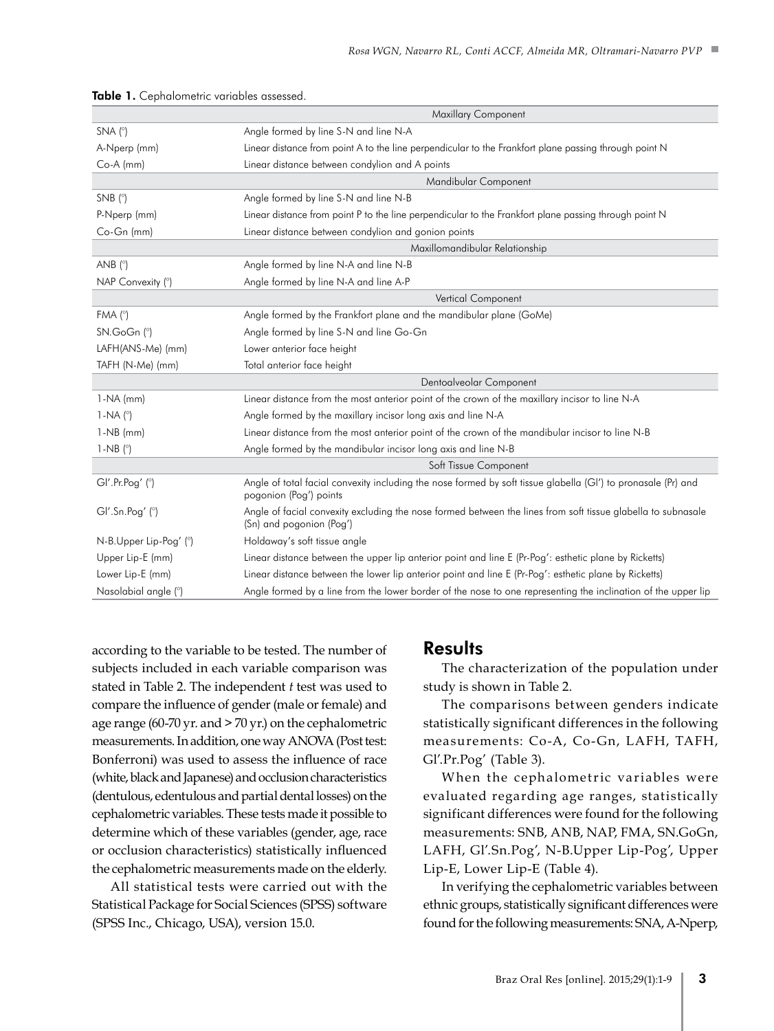**Table 1.** Cephalometric variables assessed.

| | |
|---|---|
| | Maxillary Component |
| SNA (°) | Angle formed by line S-N and line N-A |
| A-Nperp (mm) | Linear distance from point A to the line perpendicular to the Frankfort plane passing through point N |
| Co-A (mm) | Linear distance between condylion and A points |
| | Mandibular Component |
| SNB (°) | Angle formed by line S-N and line N-B |
| P-Nperp (mm) | Linear distance from point P to the line perpendicular to the Frankfort plane passing through point N |
| Co-Gn (mm) | Linear distance between condylion and gonion points |
| | Maxillomandibular Relationship |
| ANB (°) | Angle formed by line N-A and line N-B |
| NAP Convexity (°) | Angle formed by line N-A and line A-P |
| | Vertical Component |
| FMA (°) | Angle formed by the Frankfort plane and the mandibular plane (GoMe) |
| SN.GoGn (°) | Angle formed by line S-N and line Go-Gn |
| LAFH(ANS-Me) (mm) | Lower anterior face height |
| TAFH (N-Me) (mm) | Total anterior face height |
| | Dentoalveolar Component |
| 1-NA (mm) | Linear distance from the most anterior point of the crown of the maxillary incisor to line N-A |
| 1-NA (°) | Angle formed by the maxillary incisor long axis and line N-A |
| 1-NB (mm) | Linear distance from the most anterior point of the crown of the mandibular incisor to line N-B |
| 1-NB (°) | Angle formed by the mandibular incisor long axis and line N-B |
| | Soft Tissue Component |
| Gl'.Pr.Pog' (°) | Angle of total facial convexity including the nose formed by soft tissue glabella (Gl') to pronasale (Pr) and pogonion (Pog') points |
| Gl'.Sn.Pog' (°) | Angle of facial convexity excluding the nose formed between the lines from soft tissue glabella to subnasale (Sn) and pogonion (Pog') |
| N-B.Upper Lip-Pog' (°) | Holdaway's soft tissue angle |
| Upper Lip-E (mm) | Linear distance between the upper lip anterior point and line E (Pr-Pog': esthetic plane by Ricketts) |
| Lower Lip-E (mm) | Linear distance between the lower lip anterior point and line E (Pr-Pog': esthetic plane by Ricketts) |
| Nasolabial angle (°) | Angle formed by a line from the lower border of the nose to one representing the inclination of the upper lip |

according to the variable to be tested. The number of subjects included in each variable comparison was stated in Table 2. The independent *t* test was used to compare the influence of gender (male or female) and age range (60-70 yr. and > 70 yr.) on the cephalometric measurements. In addition, one way ANOVA (Post test: Bonferroni) was used to assess the influence of race (white, black and Japanese) and occlusion characteristics (dentulous, edentulous and partial dental losses) on the cephalometric variables. These tests made it possible to determine which of these variables (gender, age, race or occlusion characteristics) statistically influenced the cephalometric measurements made on the elderly.

All statistical tests were carried out with the Statistical Package for Social Sciences (SPSS) software (SPSS Inc., Chicago, USA), version 15.0.

## Results

The characterization of the population under study is shown in Table 2.

The comparisons between genders indicate statistically significant differences in the following measurements: Co-A, Co-Gn, LAFH, TAFH, Gl'.Pr.Pog' (Table 3).

When the cephalometric variables were evaluated regarding age ranges, statistically significant differences were found for the following measurements: SNB, ANB, NAP, FMA, SN.GoGn, LAFH, Gl'.Sn.Pog', N-B.Upper Lip-Pog', Upper Lip-E, Lower Lip-E (Table 4).

In verifying the cephalometric variables between ethnic groups, statistically significant differences were found for the following measurements: SNA, A-Nperp,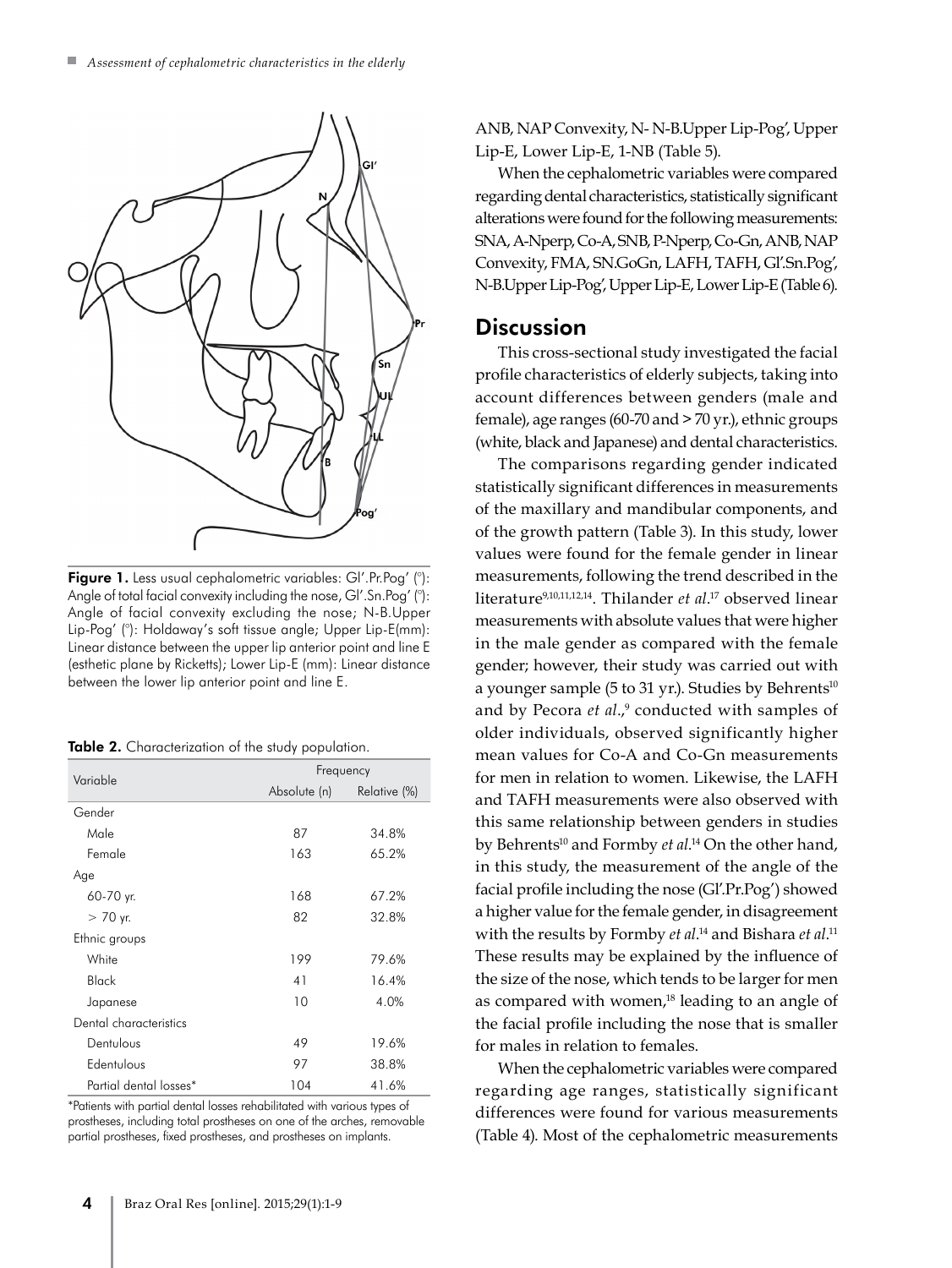Figure 1. Less usual cephalometric variables: Gl'.Pr.Pog' (°): Angle of total facial convexity including the nose, Gl'.Sn.Pog' (°): Angle of facial convexity excluding the nose; N-B.Upper Lip-Pog' (°): Holdaway's soft tissue angle; Upper Lip-E(mm): Linear distance between the upper lip anterior point and line E (esthetic plane by Ricketts); Lower Lip-E (mm): Linear distance between the lower lip anterior point and line E.

**Table 2.** Characterization of the study population.

| Variable | Frequency | |
|---|---|---|
| | Absolute (n) | Relative (%) |
| Gender | | |
| Male | 87 | 34.8% |
| Female | 163 | 65.2% |
| Age | | |
| 60-70 yr. | 168 | 67.2% |
| > 70 yr. | 82 | 32.8% |
| Ethnic groups | | |
| White | 199 | 79.6% |
| Black | 41 | 16.4% |
| Japanese | 10 | 4.0% |
| Dental characteristics | | |
| Dentulous | 49 | 19.6% |
| Edentulous | 97 | 38.8% |
| Partial dental losses* | 104 | 41.6% |

*Patients with partial dental losses rehabilitated with various types of prostheses, including total prostheses on one of the arches, removable partial prostheses, fixed prostheses, and prostheses on implants.

ANB, NAP Convexity, N- N-B.Upper Lip-Pog', Upper Lip-E, Lower Lip-E, 1-NB (Table 5).

When the cephalometric variables were compared regarding dental characteristics, statistically significant alterations were found for the following measurements: SNA, A-Nperp, Co-A, SNB, P-Nperp, Co-Gn, ANB, NAP Convexity, FMA, SN.GoGn, LAFH, TAFH, Gl'.Sn.Pog', N-B.Upper Lip-Pog', Upper Lip-E, Lower Lip-E (Table 6).

## Discussion

This cross-sectional study investigated the facial profile characteristics of elderly subjects, taking into account differences between genders (male and female), age ranges (60-70 and > 70 yr.), ethnic groups (white, black and Japanese) and dental characteristics.

The comparisons regarding gender indicated statistically significant differences in measurements of the maxillary and mandibular components, and of the growth pattern (Table 3). In this study, lower values were found for the female gender in linear measurements, following the trend described in the literature[9,10,11,12,14]. Thilander *et al*.[17] observed linear measurements with absolute values that were higher in the male gender as compared with the female gender; however, their study was carried out with a younger sample (5 to 31 yr.). Studies by Behrents[10] and by Pecora *et al*.,[9] conducted with samples of older individuals, observed significantly higher mean values for Co-A and Co-Gn measurements for men in relation to women. Likewise, the LAFH and TAFH measurements were also observed with this same relationship between genders in studies by Behrents[10] and Formby *et al*.[14] On the other hand, in this study, the measurement of the angle of the facial profile including the nose (Gl'.Pr.Pog') showed a higher value for the female gender, in disagreement with the results by Formby *et al*.[14] and Bishara *et al*.[11] These results may be explained by the influence of the size of the nose, which tends to be larger for men as compared with women,[18] leading to an angle of the facial profile including the nose that is smaller for males in relation to females.

When the cephalometric variables were compared regarding age ranges, statistically significant differences were found for various measurements (Table 4). Most of the cephalometric measurements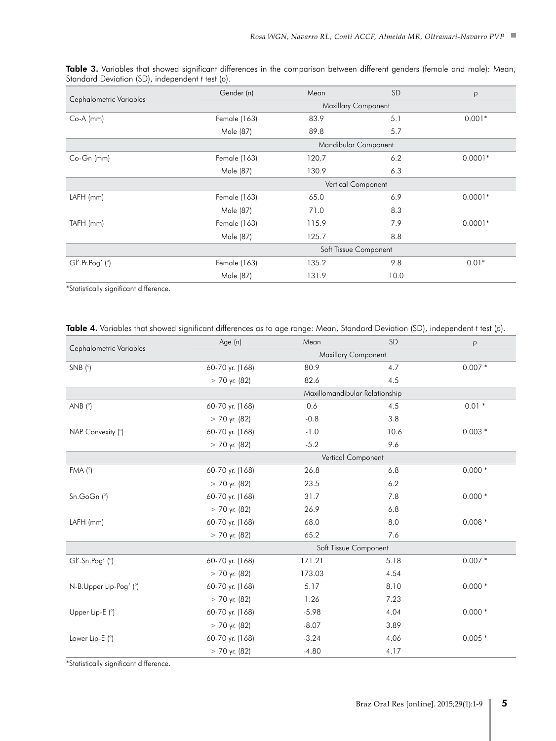**Table 3.** Variables that showed significant differences in the comparison between different genders (female and male): Mean, Standard Deviation (SD), independent *t* test (*p*).

| Cephalometric Variables | Gender (n) | Mean | SD | *p* |
|---|---|---|---|---|
| | Maxillary Component | | | |
| Co-A (mm) | Female (163) | 83.9 | 5.1 | 0.001* |
| | Male (87) | 89.8 | 5.7 | |
| | Mandibular Component | | | |
| Co-Gn (mm) | Female (163) | 120.7 | 6.2 | 0.0001* |
| | Male (87) | 130.9 | 6.3 | |
| | Vertical Component | | | |
| LAFH (mm) | Female (163) | 65.0 | 6.9 | 0.0001* |
| | Male (87) | 71.0 | 8.3 | |
| TAFH (mm) | Female (163) | 115.9 | 7.9 | 0.0001* |
| | Male (87) | 125.7 | 8.8 | |
| | Soft Tissue Component | | | |
| Gl'.Pr.Pog' (°) | Female (163) | 135.2 | 9.8 | 0.01* |
| | Male (87) | 131.9 | 10.0 | |

*Statistically significant difference.

**Table 4.** Variables that showed significant differences as to age range: Mean, Standard Deviation (SD), independent *t* test (*p*).

| Cephalometric Variables | Age (n) | Mean | SD | *p* |
|---|---|---|---|---|
| | Maxillary Component | | | |
| SNB (°) | 60-70 yr. (168) | 80.9 | 4.7 | 0.007 * |
| | > 70 yr. (82) | 82.6 | 4.5 | |
| | Maxillomandibular Relationship | | | |
| ANB (°) | 60-70 yr. (168) | 0.6 | 4.5 | 0.01 * |
| | > 70 yr. (82) | -0.8 | 3.8 | |
| NAP Convexity (°) | 60-70 yr. (168) | -1.0 | 10.6 | 0.003 * |
| | > 70 yr. (82) | -5.2 | 9.6 | |
| | Vertical Component | | | |
| FMA (°) | 60-70 yr. (168) | 26.8 | 6.8 | 0.000 * |
| | > 70 yr. (82) | 23.5 | 6.2 | |
| Sn.GoGn (°) | 60-70 yr. (168) | 31.7 | 7.8 | 0.000 * |
| | > 70 yr. (82) | 26.9 | 6.8 | |
| LAFH (mm) | 60-70 yr. (168) | 68.0 | 8.0 | 0.008 * |
| | > 70 yr. (82) | 65.2 | 7.6 | |
| | Soft Tissue Component | | | |
| Gl'.Sn.Pog' (°) | 60-70 yr. (168) | 171.21 | 5.18 | 0.007 * |
| | > 70 yr. (82) | 173.03 | 4.54 | |
| N-B.Upper Lip-Pog' (°) | 60-70 yr. (168) | 5.17 | 8.10 | 0.000 * |
| | > 70 yr. (82) | 1.26 | 7.23 | |
| Upper Lip-E (°) | 60-70 yr. (168) | -5.98 | 4.04 | 0.000 * |
| | > 70 yr. (82) | -8.07 | 3.89 | |
| Lower Lip-E (°) | 60-70 yr. (168) | -3.24 | 4.06 | 0.005 * |
| | > 70 yr. (82) | -4.80 | 4.17 | |

*Statistically significant difference.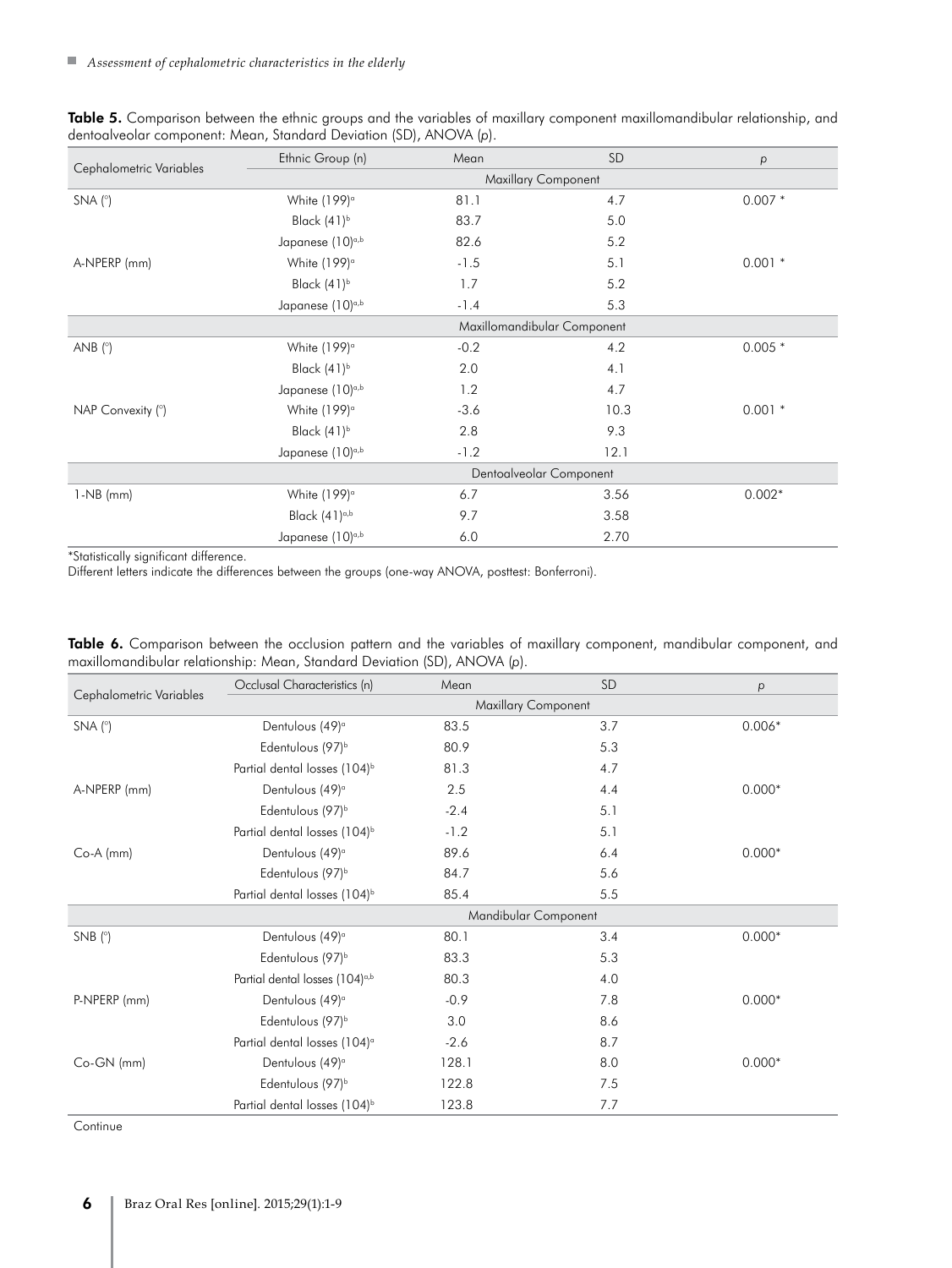**Table 5.** Comparison between the ethnic groups and the variables of maxillary component maxillomandibular relationship, and dentoalveolar component: Mean, Standard Deviation (SD), ANOVA (p).

| Cephalometric Variables | Ethnic Group (n) | Mean | SD | p |
|---|---|---|---|---|
| | Maxillary Component | | | |
| SNA (°) | White (199)[a] | 81.1 | 4.7 | 0.007 * |
| | Black (41)[b] | 83.7 | 5.0 | |
| | Japanese (10)[a,b] | 82.6 | 5.2 | |
| A-NPERP (mm) | White (199)[a] | -1.5 | 5.1 | 0.001 * |
| | Black (41)[b] | 1.7 | 5.2 | |
| | Japanese (10)[a,b] | -1.4 | 5.3 | |
| | Maxillomandibular Component | | | |
| ANB (°) | White (199)[a] | -0.2 | 4.2 | 0.005 * |
| | Black (41)[b] | 2.0 | 4.1 | |
| | Japanese (10)[a,b] | 1.2 | 4.7 | |
| NAP Convexity (°) | White (199)[a] | -3.6 | 10.3 | 0.001 * |
| | Black (41)[b] | 2.8 | 9.3 | |
| | Japanese (10)[a,b] | -1.2 | 12.1 | |
| | Dentoalveolar Component | | | |
| 1-NB (mm) | White (199)[a] | 6.7 | 3.56 | 0.002* |
| | Black (41)[a,b] | 9.7 | 3.58 | |
| | Japanese (10)[a,b] | 6.0 | 2.70 | |

*Statistically significant difference.
Different letters indicate the differences between the groups (one-way ANOVA, posttest: Bonferroni).

**Table 6.** Comparison between the occlusion pattern and the variables of maxillary component, mandibular component, and maxillomandibular relationship: Mean, Standard Deviation (SD), ANOVA (p).

| Cephalometric Variables | Occlusal Characteristics (n) | Mean | SD | p |
|---|---|---|---|---|
| | Maxillary Component | | | |
| SNA (°) | Dentulous (49)[a] | 83.5 | 3.7 | 0.006* |
| | Edentulous (97)[b] | 80.9 | 5.3 | |
| | Partial dental losses (104)[b] | 81.3 | 4.7 | |
| A-NPERP (mm) | Dentulous (49)[a] | 2.5 | 4.4 | 0.000* |
| | Edentulous (97)[b] | -2.4 | 5.1 | |
| | Partial dental losses (104)[b] | -1.2 | 5.1 | |
| Co-A (mm) | Dentulous (49)[a] | 89.6 | 6.4 | 0.000* |
| | Edentulous (97)[b] | 84.7 | 5.6 | |
| | Partial dental losses (104)[b] | 85.4 | 5.5 | |
| | Mandibular Component | | | |
| SNB (°) | Dentulous (49)[a] | 80.1 | 3.4 | 0.000* |
| | Edentulous (97)[b] | 83.3 | 5.3 | |
| | Partial dental losses (104)[a,b] | 80.3 | 4.0 | |
| P-NPERP (mm) | Dentulous (49)[a] | -0.9 | 7.8 | 0.000* |
| | Edentulous (97)[b] | 3.0 | 8.6 | |
| | Partial dental losses (104)[a] | -2.6 | 8.7 | |
| Co-GN (mm) | Dentulous (49)[a] | 128.1 | 8.0 | 0.000* |
| | Edentulous (97)[b] | 122.8 | 7.5 | |
| | Partial dental losses (104)[b] | 123.8 | 7.7 | |

Continue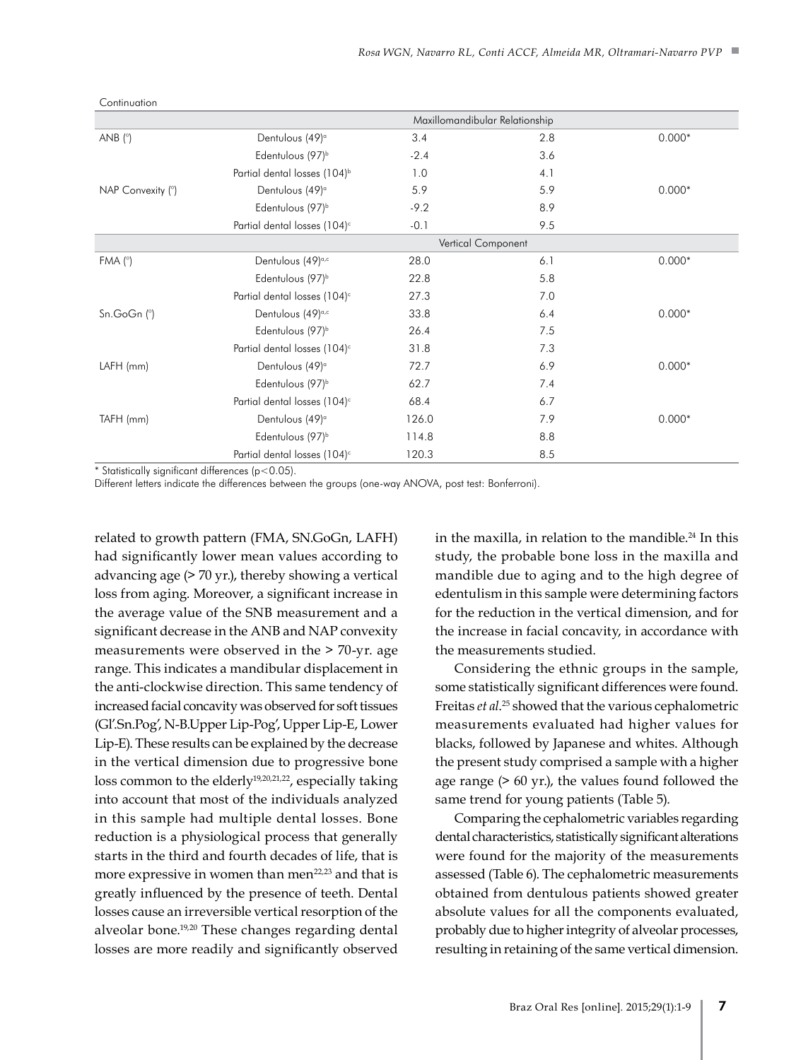Continuation

| | | | | |
|---|---|---|---|---|
| | | Maxillomandibular Relationship | | |
| ANB (°) | Dentulous (49)[a] | 3.4 | 2.8 | 0.000* |
| | Edentulous (97)[b] | -2.4 | 3.6 | |
| | Partial dental losses (104)[b] | 1.0 | 4.1 | |
| NAP Convexity (°) | Dentulous (49)[a] | 5.9 | 5.9 | 0.000* |
| | Edentulous (97)[b] | -9.2 | 8.9 | |
| | Partial dental losses (104)[c] | -0.1 | 9.5 | |
| | | Vertical Component | | |
| FMA (°) | Dentulous (49)[a,c] | 28.0 | 6.1 | 0.000* |
| | Edentulous (97)[b] | 22.8 | 5.8 | |
| | Partial dental losses (104)[c] | 27.3 | 7.0 | |
| Sn.GoGn (°) | Dentulous (49)[a,c] | 33.8 | 6.4 | 0.000* |
| | Edentulous (97)[b] | 26.4 | 7.5 | |
| | Partial dental losses (104)[c] | 31.8 | 7.3 | |
| LAFH (mm) | Dentulous (49)[a] | 72.7 | 6.9 | 0.000* |
| | Edentulous (97)[b] | 62.7 | 7.4 | |
| | Partial dental losses (104)[c] | 68.4 | 6.7 | |
| TAFH (mm) | Dentulous (49)[a] | 126.0 | 7.9 | 0.000* |
| | Edentulous (97)[b] | 114.8 | 8.8 | |
| | Partial dental losses (104)[c] | 120.3 | 8.5 | |

\* Statistically significant differences ($p<0.05$).
Different letters indicate the differences between the groups (one-way ANOVA, post test: Bonferroni).

related to growth pattern (FMA, SN.GoGn, LAFH) had significantly lower mean values according to advancing age (> 70 yr.), thereby showing a vertical loss from aging. Moreover, a significant increase in the average value of the SNB measurement and a significant decrease in the ANB and NAP convexity measurements were observed in the > 70-yr. age range. This indicates a mandibular displacement in the anti-clockwise direction. This same tendency of increased facial concavity was observed for soft tissues (Gl'.Sn.Pog', N-B.Upper Lip-Pog', Upper Lip-E, Lower Lip-E). These results can be explained by the decrease in the vertical dimension due to progressive bone loss common to the elderly[19,20,21,22], especially taking into account that most of the individuals analyzed in this sample had multiple dental losses. Bone reduction is a physiological process that generally starts in the third and fourth decades of life, that is more expressive in women than men[22,23] and that is greatly influenced by the presence of teeth. Dental losses cause an irreversible vertical resorption of the alveolar bone.[19,20] These changes regarding dental losses are more readily and significantly observed in the maxilla, in relation to the mandible.[24] In this study, the probable bone loss in the maxilla and mandible due to aging and to the high degree of edentulism in this sample were determining factors for the reduction in the vertical dimension, and for the increase in facial concavity, in accordance with the measurements studied.

Considering the ethnic groups in the sample, some statistically significant differences were found. Freitas *et al*.[25] showed that the various cephalometric measurements evaluated had higher values for blacks, followed by Japanese and whites. Although the present study comprised a sample with a higher age range (> 60 yr.), the values found followed the same trend for young patients (Table 5).

Comparing the cephalometric variables regarding dental characteristics, statistically significant alterations were found for the majority of the measurements assessed (Table 6). The cephalometric measurements obtained from dentulous patients showed greater absolute values for all the components evaluated, probably due to higher integrity of alveolar processes, resulting in retaining of the same vertical dimension.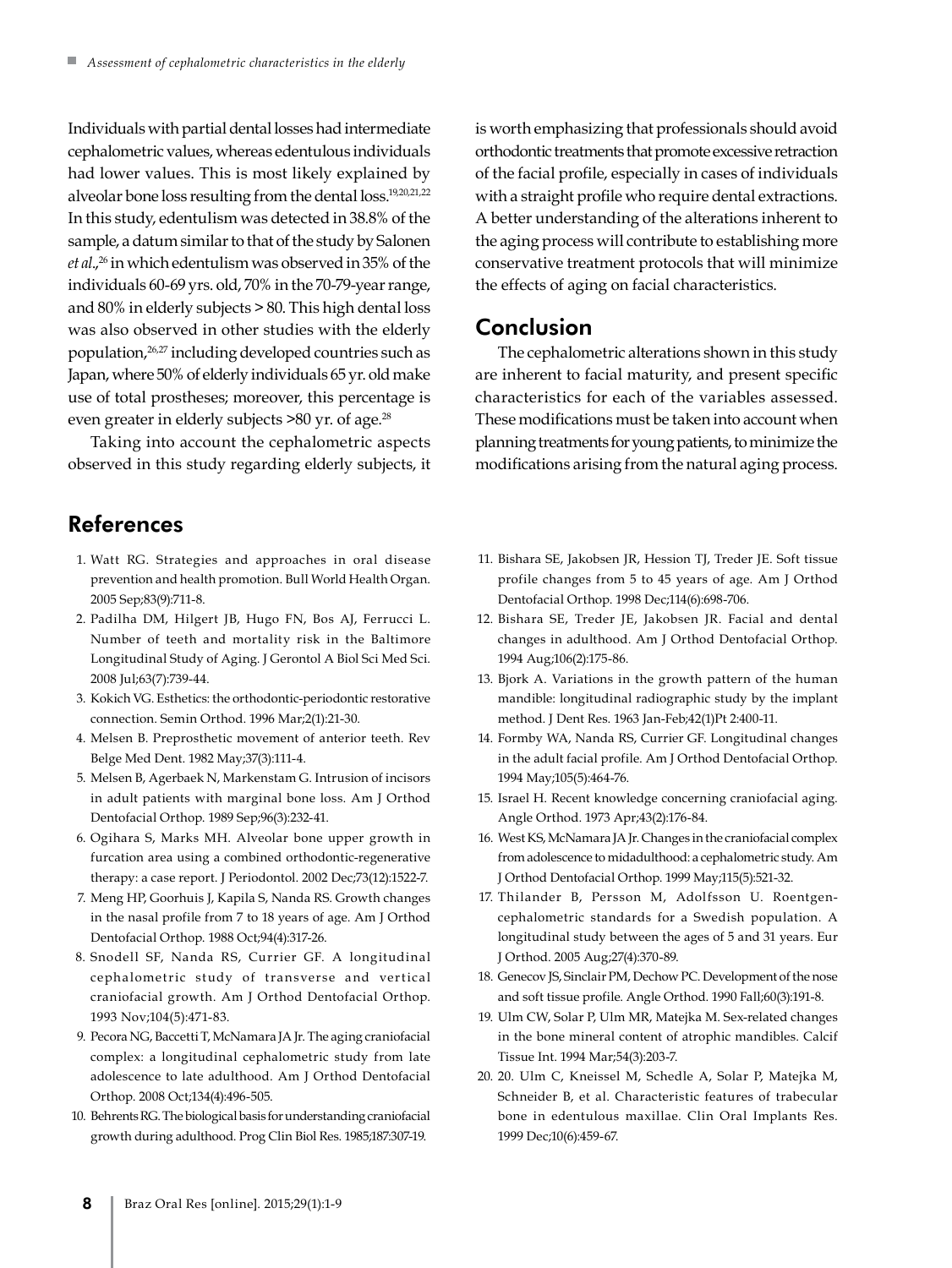Individuals with partial dental losses had intermediate cephalometric values, whereas edentulous individuals had lower values. This is most likely explained by alveolar bone loss resulting from the dental loss.[19,20,21,22] In this study, edentulism was detected in 38.8% of the sample, a datum similar to that of the study by Salonen *et al*.,[26] in which edentulism was observed in 35% of the individuals 60-69 yrs. old, 70% in the 70-79-year range, and 80% in elderly subjects > 80. This high dental loss was also observed in other studies with the elderly population,[26,27] including developed countries such as Japan, where 50% of elderly individuals 65 yr. old make use of total prostheses; moreover, this percentage is even greater in elderly subjects >80 yr. of age.[28]

Taking into account the cephalometric aspects observed in this study regarding elderly subjects, it is worth emphasizing that professionals should avoid orthodontic treatments that promote excessive retraction of the facial profile, especially in cases of individuals with a straight profile who require dental extractions. A better understanding of the alterations inherent to the aging process will contribute to establishing more conservative treatment protocols that will minimize the effects of aging on facial characteristics.

## Conclusion

The cephalometric alterations shown in this study are inherent to facial maturity, and present specific characteristics for each of the variables assessed. These modifications must be taken into account when planning treatments for young patients, to minimize the modifications arising from the natural aging process.

## References

1. Watt RG. Strategies and approaches in oral disease prevention and health promotion. Bull World Health Organ. 2005 Sep;83(9):711-8.
2. Padilha DM, Hilgert JB, Hugo FN, Bos AJ, Ferrucci L. Number of teeth and mortality risk in the Baltimore Longitudinal Study of Aging. J Gerontol A Biol Sci Med Sci. 2008 Jul;63(7):739-44.
3. Kokich VG. Esthetics: the orthodontic-periodontic restorative connection. Semin Orthod. 1996 Mar;2(1):21-30.
4. Melsen B. Preprosthetic movement of anterior teeth. Rev Belge Med Dent. 1982 May;37(3):111-4.
5. Melsen B, Agerbaek N, Markenstam G. Intrusion of incisors in adult patients with marginal bone loss. Am J Orthod Dentofacial Orthop. 1989 Sep;96(3):232-41.
6. Ogihara S, Marks MH. Alveolar bone upper growth in furcation area using a combined orthodontic-regenerative therapy: a case report. J Periodontol. 2002 Dec;73(12):1522-7.
7. Meng HP, Goorhuis J, Kapila S, Nanda RS. Growth changes in the nasal profile from 7 to 18 years of age. Am J Orthod Dentofacial Orthop. 1988 Oct;94(4):317-26.
8. Snodell SF, Nanda RS, Currier GF. A longitudinal cephalometric study of transverse and vertical craniofacial growth. Am J Orthod Dentofacial Orthop. 1993 Nov;104(5):471-83.
9. Pecora NG, Baccetti T, McNamara JA Jr. The aging craniofacial complex: a longitudinal cephalometric study from late adolescence to late adulthood. Am J Orthod Dentofacial Orthop. 2008 Oct;134(4):496-505.
10. Behrents RG. The biological basis for understanding craniofacial growth during adulthood. Prog Clin Biol Res. 1985;187:307-19.
11. Bishara SE, Jakobsen JR, Hession TJ, Treder JE. Soft tissue profile changes from 5 to 45 years of age. Am J Orthod Dentofacial Orthop. 1998 Dec;114(6):698-706.
12. Bishara SE, Treder JE, Jakobsen JR. Facial and dental changes in adulthood. Am J Orthod Dentofacial Orthop. 1994 Aug;106(2):175-86.
13. Bjork A. Variations in the growth pattern of the human mandible: longitudinal radiographic study by the implant method. J Dent Res. 1963 Jan-Feb;42(1)Pt 2:400-11.
14. Formby WA, Nanda RS, Currier GF. Longitudinal changes in the adult facial profile. Am J Orthod Dentofacial Orthop. 1994 May;105(5):464-76.
15. Israel H. Recent knowledge concerning craniofacial aging. Angle Orthod. 1973 Apr;43(2):176-84.
16. West KS, McNamara JA Jr. Changes in the craniofacial complex from adolescence to midadulthood: a cephalometric study. Am J Orthod Dentofacial Orthop. 1999 May;115(5):521-32.
17. Thilander B, Persson M, Adolfsson U. Roentgen-cephalometric standards for a Swedish population. A longitudinal study between the ages of 5 and 31 years. Eur J Orthod. 2005 Aug;27(4):370-89.
18. Genecov JS, Sinclair PM, Dechow PC. Development of the nose and soft tissue profile. Angle Orthod. 1990 Fall;60(3):191-8.
19. Ulm CW, Solar P, Ulm MR, Matejka M. Sex-related changes in the bone mineral content of atrophic mandibles. Calcif Tissue Int. 1994 Mar;54(3):203-7.
20. 20. Ulm C, Kneissel M, Schedle A, Solar P, Matejka M, Schneider B, et al. Characteristic features of trabecular bone in edentulous maxillae. Clin Oral Implants Res. 1999 Dec;10(6):459-67.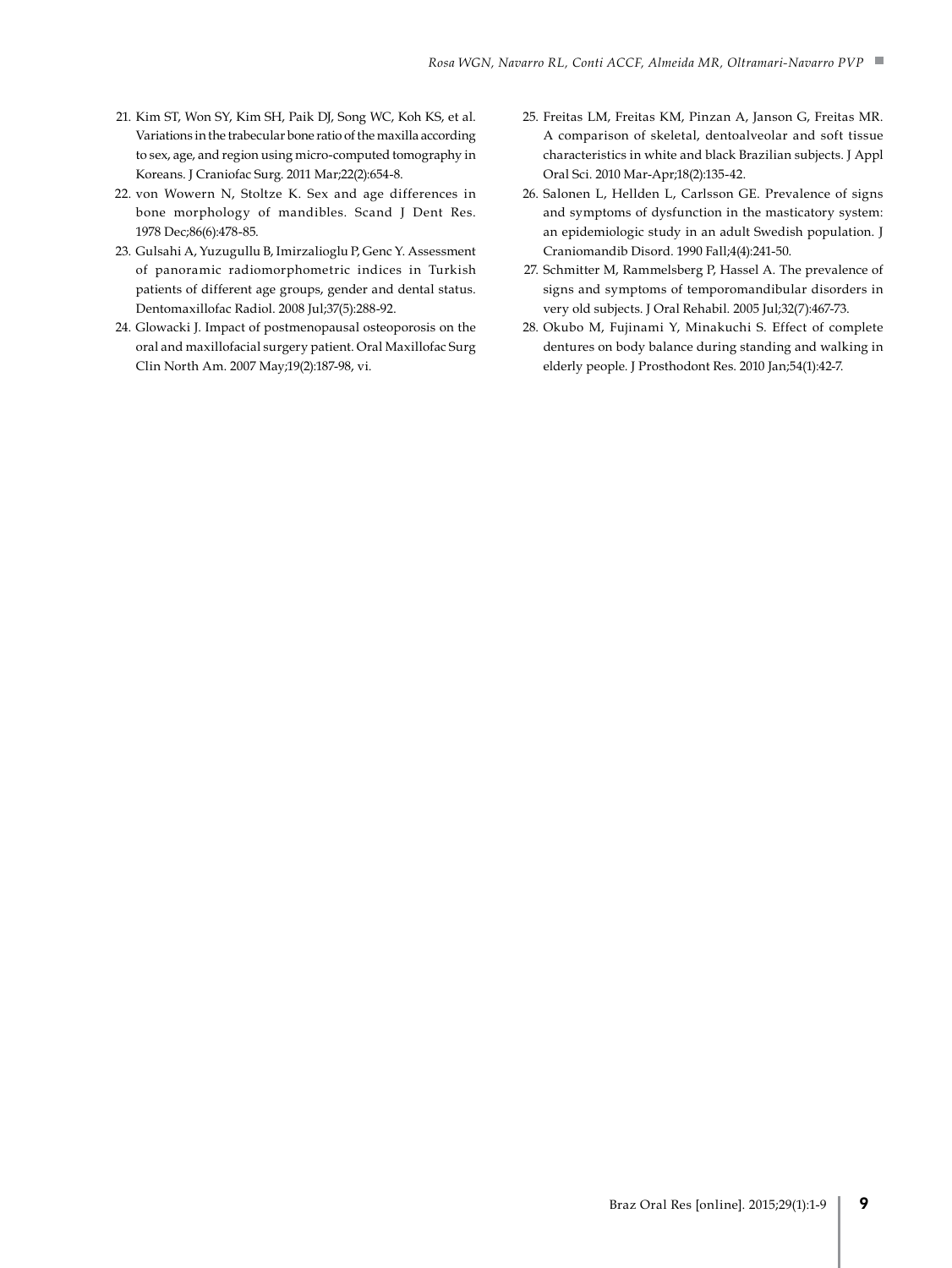21. Kim ST, Won SY, Kim SH, Paik DJ, Song WC, Koh KS, et al. Variations in the trabecular bone ratio of the maxilla according to sex, age, and region using micro-computed tomography in Koreans. J Craniofac Surg. 2011 Mar;22(2):654-8.
22. von Wowern N, Stoltze K. Sex and age differences in bone morphology of mandibles. Scand J Dent Res. 1978 Dec;86(6):478-85.
23. Gulsahi A, Yuzugullu B, Imirzalioglu P, Genc Y. Assessment of panoramic radiomorphometric indices in Turkish patients of different age groups, gender and dental status. Dentomaxillofac Radiol. 2008 Jul;37(5):288-92.
24. Glowacki J. Impact of postmenopausal osteoporosis on the oral and maxillofacial surgery patient. Oral Maxillofac Surg Clin North Am. 2007 May;19(2):187-98, vi.
25. Freitas LM, Freitas KM, Pinzan A, Janson G, Freitas MR. A comparison of skeletal, dentoalveolar and soft tissue characteristics in white and black Brazilian subjects. J Appl Oral Sci. 2010 Mar-Apr;18(2):135-42.
26. Salonen L, Hellden L, Carlsson GE. Prevalence of signs and symptoms of dysfunction in the masticatory system: an epidemiologic study in an adult Swedish population. J Craniomandib Disord. 1990 Fall;4(4):241-50.
27. Schmitter M, Rammelsberg P, Hassel A. The prevalence of signs and symptoms of temporomandibular disorders in very old subjects. J Oral Rehabil. 2005 Jul;32(7):467-73.
28. Okubo M, Fujinami Y, Minakuchi S. Effect of complete dentures on body balance during standing and walking in elderly people. J Prosthodont Res. 2010 Jan;54(1):42-7.